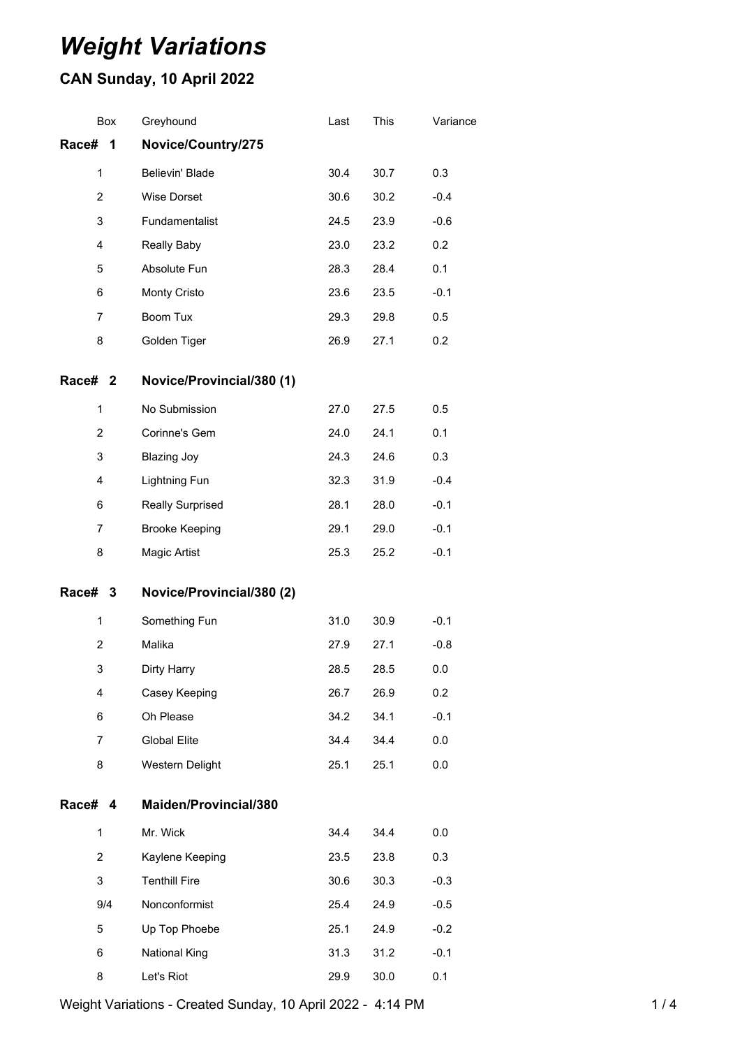# Weight Variations

## CAN Sunday, 10 April 2022

| Box | Greyhound | Last | This | Variance |
|---|---|---|---|---|
| **Race# 1** | **Novice/Country/275** | | | |
| 1 | Believin' Blade | 30.4 | 30.7 | 0.3 |
| 2 | Wise Dorset | 30.6 | 30.2 | -0.4 |
| 3 | Fundamentalist | 24.5 | 23.9 | -0.6 |
| 4 | Really Baby | 23.0 | 23.2 | 0.2 |
| 5 | Absolute Fun | 28.3 | 28.4 | 0.1 |
| 6 | Monty Cristo | 23.6 | 23.5 | -0.1 |
| 7 | Boom Tux | 29.3 | 29.8 | 0.5 |
| 8 | Golden Tiger | 26.9 | 27.1 | 0.2 |
| **Race# 2** | **Novice/Provincial/380 (1)** | | | |
| 1 | No Submission | 27.0 | 27.5 | 0.5 |
| 2 | Corinne's Gem | 24.0 | 24.1 | 0.1 |
| 3 | Blazing Joy | 24.3 | 24.6 | 0.3 |
| 4 | Lightning Fun | 32.3 | 31.9 | -0.4 |
| 6 | Really Surprised | 28.1 | 28.0 | -0.1 |
| 7 | Brooke Keeping | 29.1 | 29.0 | -0.1 |
| 8 | Magic Artist | 25.3 | 25.2 | -0.1 |
| **Race# 3** | **Novice/Provincial/380 (2)** | | | |
| 1 | Something Fun | 31.0 | 30.9 | -0.1 |
| 2 | Malika | 27.9 | 27.1 | -0.8 |
| 3 | Dirty Harry | 28.5 | 28.5 | 0.0 |
| 4 | Casey Keeping | 26.7 | 26.9 | 0.2 |
| 6 | Oh Please | 34.2 | 34.1 | -0.1 |
| 7 | Global Elite | 34.4 | 34.4 | 0.0 |
| 8 | Western Delight | 25.1 | 25.1 | 0.0 |
| **Race# 4** | **Maiden/Provincial/380** | | | |
| 1 | Mr. Wick | 34.4 | 34.4 | 0.0 |
| 2 | Kaylene Keeping | 23.5 | 23.8 | 0.3 |
| 3 | Tenthill Fire | 30.6 | 30.3 | -0.3 |
| 9/4 | Nonconformist | 25.4 | 24.9 | -0.5 |
| 5 | Up Top Phoebe | 25.1 | 24.9 | -0.2 |
| 6 | National King | 31.3 | 31.2 | -0.1 |
| 8 | Let's Riot | 29.9 | 30.0 | 0.1 |

Weight Variations - Created Sunday, 10 April 2022 - 4:14 PM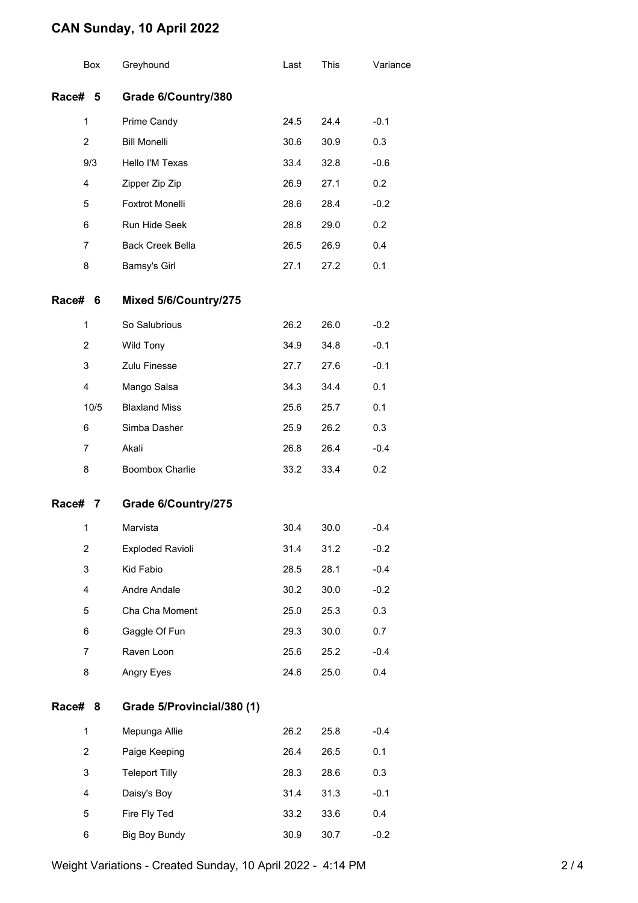# CAN Sunday, 10 April 2022

| Box | Greyhound | Last | This | Variance |
|---|---|---|---|---|
| **Race# 5** | **Grade 6/Country/380** | | | |
| 1 | Prime Candy | 24.5 | 24.4 | -0.1 |
| 2 | Bill Monelli | 30.6 | 30.9 | 0.3 |
| 9/3 | Hello I'M Texas | 33.4 | 32.8 | -0.6 |
| 4 | Zipper Zip Zip | 26.9 | 27.1 | 0.2 |
| 5 | Foxtrot Monelli | 28.6 | 28.4 | -0.2 |
| 6 | Run Hide Seek | 28.8 | 29.0 | 0.2 |
| 7 | Back Creek Bella | 26.5 | 26.9 | 0.4 |
| 8 | Bamsy's Girl | 27.1 | 27.2 | 0.1 |
| **Race# 6** | **Mixed 5/6/Country/275** | | | |
| 1 | So Salubrious | 26.2 | 26.0 | -0.2 |
| 2 | Wild Tony | 34.9 | 34.8 | -0.1 |
| 3 | Zulu Finesse | 27.7 | 27.6 | -0.1 |
| 4 | Mango Salsa | 34.3 | 34.4 | 0.1 |
| 10/5 | Blaxland Miss | 25.6 | 25.7 | 0.1 |
| 6 | Simba Dasher | 25.9 | 26.2 | 0.3 |
| 7 | Akali | 26.8 | 26.4 | -0.4 |
| 8 | Boombox Charlie | 33.2 | 33.4 | 0.2 |
| **Race# 7** | **Grade 6/Country/275** | | | |
| 1 | Marvista | 30.4 | 30.0 | -0.4 |
| 2 | Exploded Ravioli | 31.4 | 31.2 | -0.2 |
| 3 | Kid Fabio | 28.5 | 28.1 | -0.4 |
| 4 | Andre Andale | 30.2 | 30.0 | -0.2 |
| 5 | Cha Cha Moment | 25.0 | 25.3 | 0.3 |
| 6 | Gaggle Of Fun | 29.3 | 30.0 | 0.7 |
| 7 | Raven Loon | 25.6 | 25.2 | -0.4 |
| 8 | Angry Eyes | 24.6 | 25.0 | 0.4 |
| **Race# 8** | **Grade 5/Provincial/380 (1)** | | | |
| 1 | Mepunga Allie | 26.2 | 25.8 | -0.4 |
| 2 | Paige Keeping | 26.4 | 26.5 | 0.1 |
| 3 | Teleport Tilly | 28.3 | 28.6 | 0.3 |
| 4 | Daisy's Boy | 31.4 | 31.3 | -0.1 |
| 5 | Fire Fly Ted | 33.2 | 33.6 | 0.4 |
| 6 | Big Boy Bundy | 30.9 | 30.7 | -0.2 |

Weight Variations - Created Sunday, 10 April 2022 - 4:14 PM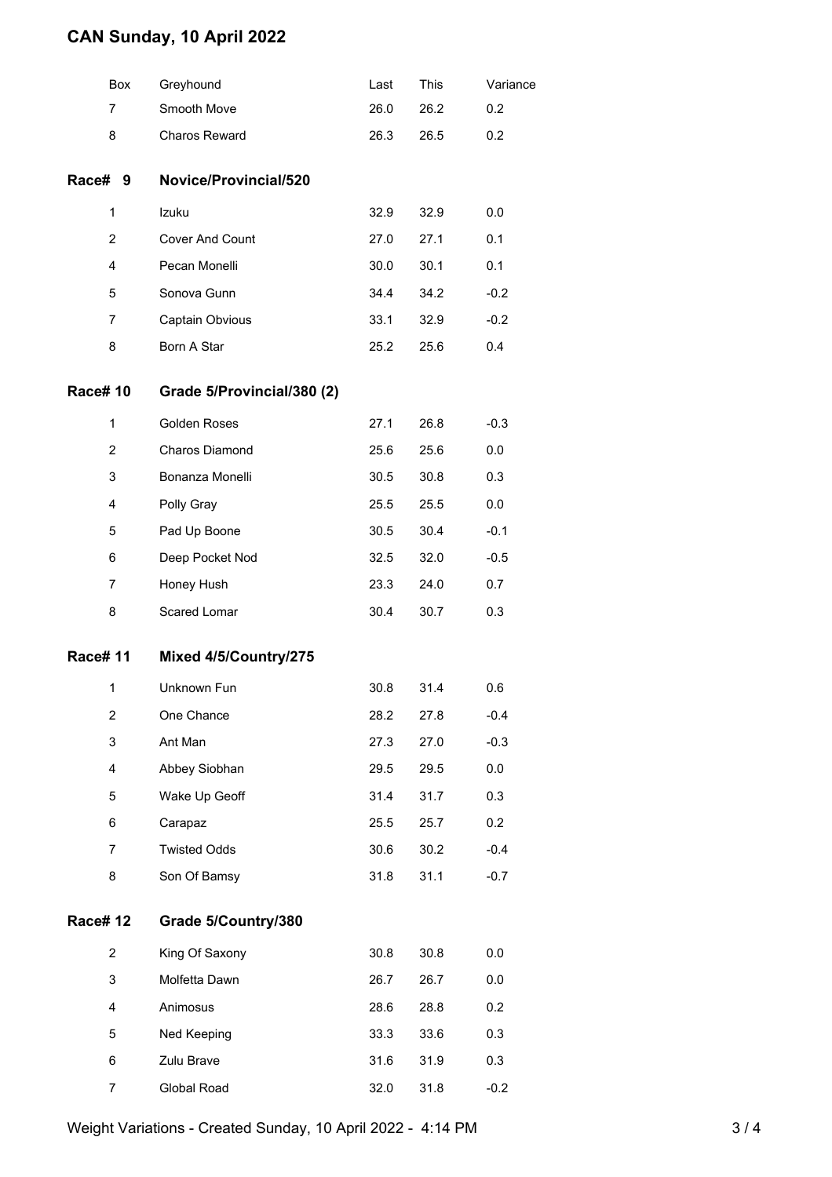# CAN Sunday, 10 April 2022

| Box | Greyhound | Last | This | Variance |
|---|---|---|---|---|
| 7 | Smooth Move | 26.0 | 26.2 | 0.2 |
| 8 | Charos Reward | 26.3 | 26.5 | 0.2 |

## Race# 9 Novice/Provincial/520

| Box | Greyhound | Last | This | Variance |
|---|---|---|---|---|
| 1 | Izuku | 32.9 | 32.9 | 0.0 |
| 2 | Cover And Count | 27.0 | 27.1 | 0.1 |
| 4 | Pecan Monelli | 30.0 | 30.1 | 0.1 |
| 5 | Sonova Gunn | 34.4 | 34.2 | -0.2 |
| 7 | Captain Obvious | 33.1 | 32.9 | -0.2 |
| 8 | Born A Star | 25.2 | 25.6 | 0.4 |

## Race# 10 Grade 5/Provincial/380 (2)

| Box | Greyhound | Last | This | Variance |
|---|---|---|---|---|
| 1 | Golden Roses | 27.1 | 26.8 | -0.3 |
| 2 | Charos Diamond | 25.6 | 25.6 | 0.0 |
| 3 | Bonanza Monelli | 30.5 | 30.8 | 0.3 |
| 4 | Polly Gray | 25.5 | 25.5 | 0.0 |
| 5 | Pad Up Boone | 30.5 | 30.4 | -0.1 |
| 6 | Deep Pocket Nod | 32.5 | 32.0 | -0.5 |
| 7 | Honey Hush | 23.3 | 24.0 | 0.7 |
| 8 | Scared Lomar | 30.4 | 30.7 | 0.3 |

## Race# 11 Mixed 4/5/Country/275

| Box | Greyhound | Last | This | Variance |
|---|---|---|---|---|
| 1 | Unknown Fun | 30.8 | 31.4 | 0.6 |
| 2 | One Chance | 28.2 | 27.8 | -0.4 |
| 3 | Ant Man | 27.3 | 27.0 | -0.3 |
| 4 | Abbey Siobhan | 29.5 | 29.5 | 0.0 |
| 5 | Wake Up Geoff | 31.4 | 31.7 | 0.3 |
| 6 | Carapaz | 25.5 | 25.7 | 0.2 |
| 7 | Twisted Odds | 30.6 | 30.2 | -0.4 |
| 8 | Son Of Bamsy | 31.8 | 31.1 | -0.7 |

## Race# 12 Grade 5/Country/380

| Box | Greyhound | Last | This | Variance |
|---|---|---|---|---|
| 2 | King Of Saxony | 30.8 | 30.8 | 0.0 |
| 3 | Molfetta Dawn | 26.7 | 26.7 | 0.0 |
| 4 | Animosus | 28.6 | 28.8 | 0.2 |
| 5 | Ned Keeping | 33.3 | 33.6 | 0.3 |
| 6 | Zulu Brave | 31.6 | 31.9 | 0.3 |
| 7 | Global Road | 32.0 | 31.8 | -0.2 |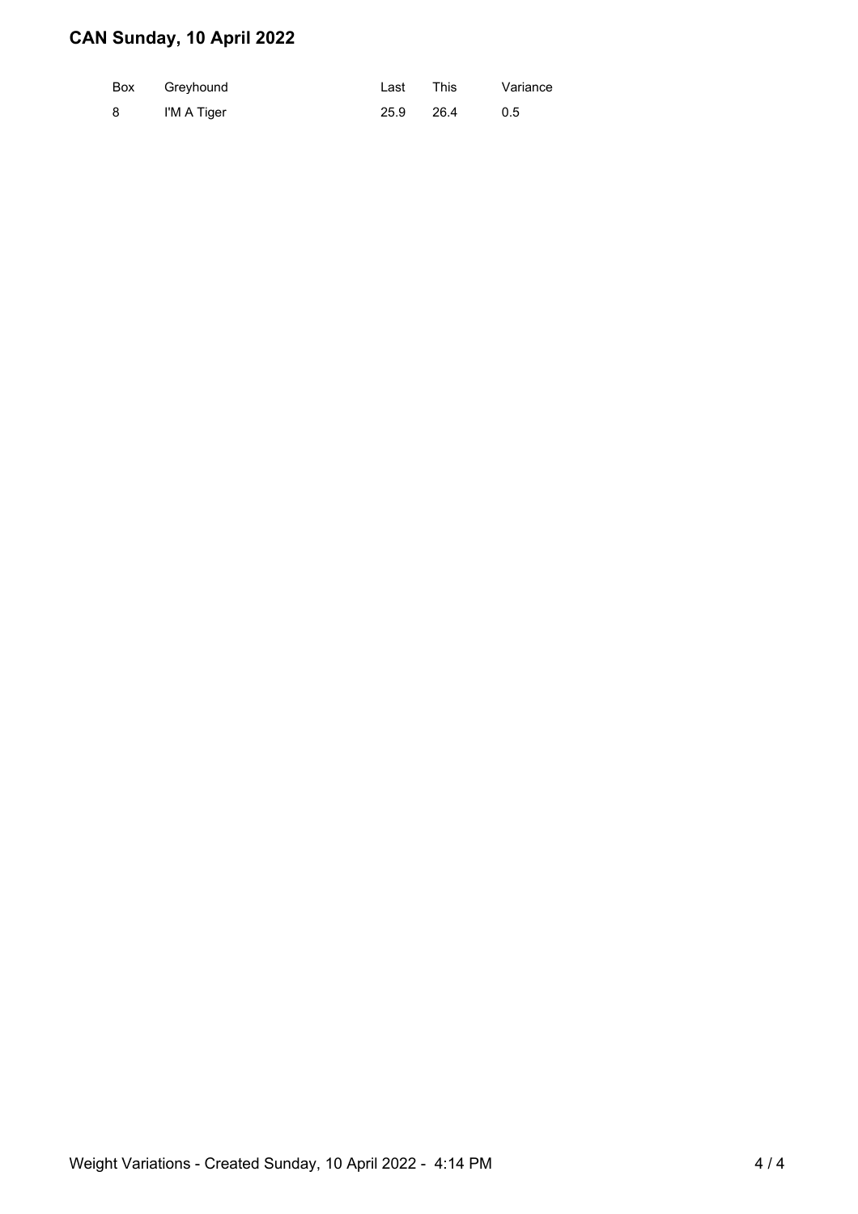# CAN Sunday, 10 April 2022

| Box | Greyhound | Last | This | Variance |
| --- | --- | --- | --- | --- |
| 8 | I'M A Tiger | 25.9 | 26.4 | 0.5 |